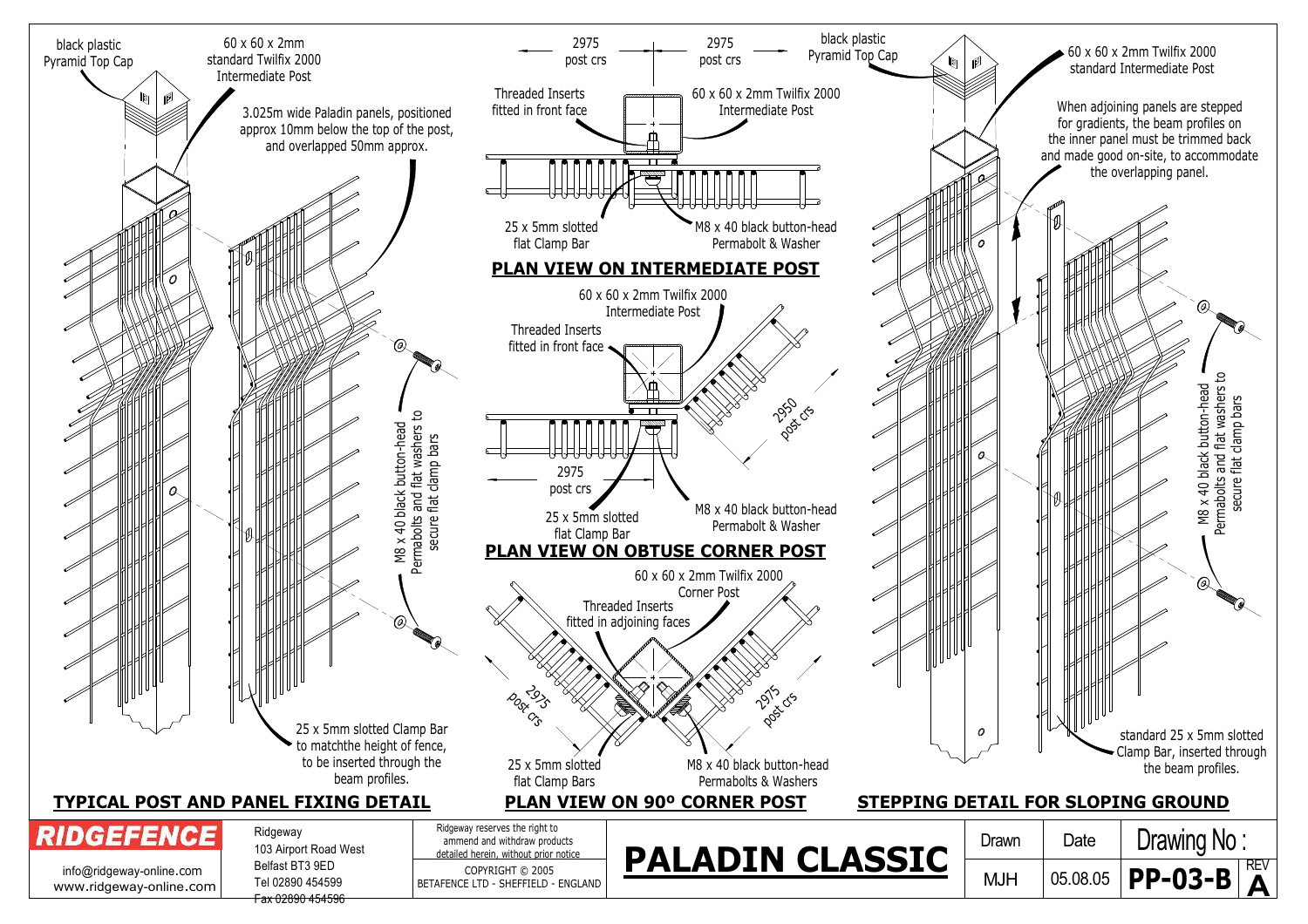## TYPICAL POST AND PANEL FIXING DETAIL

black plastic Pyramid Top Cap

60 x 60 x 2mm standard Twilfix 2000 Intermediate Post

3.025m wide Paladin panels, positioned approx 10mm below the top of the post, and overlapped 50mm approx.

M8 x 40 black button-head Permabolts and flat washers to secure flat clamp bars

25 x 5mm slotted Clamp Bar to matchthe height of fence, to be inserted through the beam profiles.

## PLAN VIEW ON INTERMEDIATE POST

2975 post crs

2975 post crs

Threaded Inserts fitted in front face

60 x 60 x 2mm Twilfix 2000 Intermediate Post

25 x 5mm slotted flat Clamp Bar

M8 x 40 black button-head Permabolt & Washer

## PLAN VIEW ON OBTUSE CORNER POST

60 x 60 x 2mm Twilfix 2000 Intermediate Post

Threaded Inserts fitted in front face

2950 post crs

2975 post crs

25 x 5mm slotted flat Clamp Bar

M8 x 40 black button-head Permabolt & Washer

## PLAN VIEW ON 90º CORNER POST

60 x 60 x 2mm Twilfix 2000 Corner Post

Threaded Inserts fitted in adjoining faces

2975 post crs

2975 post crs

25 x 5mm slotted flat Clamp Bars

M8 x 40 black button-head Permabolts & Washers

## STEPPING DETAIL FOR SLOPING GROUND

black plastic Pyramid Top Cap

60 x 60 x 2mm Twilfix 2000 standard Intermediate Post

When adjoining panels are stepped for gradients, the beam profiles on the inner panel must be trimmed back and made good on-site, to accommodate the overlapping panel.

M8 x 40 black button-head Permabolts and flat washers to secure flat clamp bars

standard 25 x 5mm slotted Clamp Bar, inserted through the beam profiles.

---

**RIDGEFENCE**

info@ridgeway-online.com
www.ridgeway-online.com

Ridgeway
103 Airport Road West
Belfast BT3 9ED
Tel 02890 454599
~~Fax 02890 454596~~

Ridgeway reserves the right to ammend and withdraw products detailed herein, without prior notice

COPYRIGHT © 2005
BETAFENCE LTD - SHEFFIELD - ENGLAND

# PALADIN CLASSIC

| Drawn | Date | Drawing No : | REV |
|---|---|---|---|
| MJH | 05.08.05 | PP-03-B | A |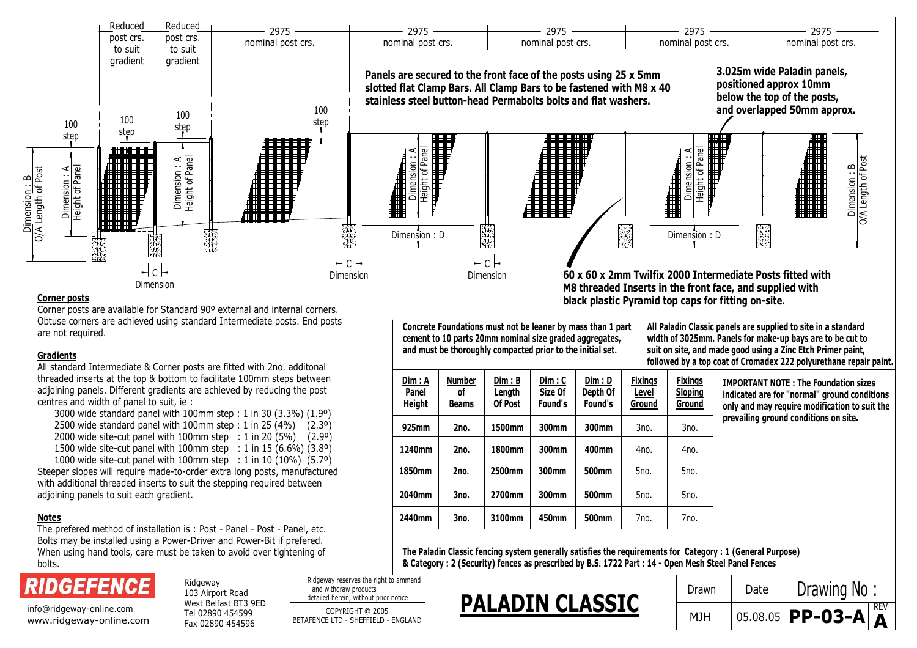Reduced post crs. to suit gradient

Reduced post crs. to suit gradient

2975 nominal post crs.

2975 nominal post crs.

2975 nominal post crs.

2975 nominal post crs.

2975 nominal post crs.

100 step

100 step

100 step

100 step

Dimension : B O/A Length of Post

Dimension : A Height of Panel

Dimension : A Height of Panel

Dimension : A Height of Panel

Dimension : A Height of Panel

Dimension : B O/A Length of Post

Dimension : D

Dimension : D

C Dimension

C Dimension

C Dimension

**Panels are secured to the front face of the posts using 25 x 5mm slotted flat Clamp Bars. All Clamp Bars to be fastened with M8 x 40 stainless steel button-head Permabolts bolts and flat washers.**

**3.025m wide Paladin panels, positioned approx 10mm below the top of the posts, and overlapped 50mm approx.**

**60 x 60 x 2mm Twilfix 2000 Intermediate Posts fitted with M8 threaded Inserts in the front face, and supplied with black plastic Pyramid top caps for fitting on-site.**

## Corner posts

Corner posts are available for Standard 90º external and internal corners. Obtuse corners are achieved using standard Intermediate posts. End posts are not required.

## Gradients

All standard Intermediate & Corner posts are fitted with 2no. additonal threaded inserts at the top & bottom to facilitate 100mm steps between adjoining panels. Different gradients are achieved by reducing the post centres and width of panel to suit, ie :

- 3000 wide standard panel with 100mm step : 1 in 30 (3.3%) (1.9º)
- 2500 wide standard panel with 100mm step : 1 in 25 (4%) (2.3º)
- 2000 wide site-cut panel with 100mm step : 1 in 20 (5%) (2.9º)
- 1500 wide site-cut panel with 100mm step : 1 in 15 (6.6%) (3.8º)
- 1000 wide site-cut panel with 100mm step : 1 in 10 (10%) (5.7º)

Steeper slopes will require made-to-order extra long posts, manufactured with additional threaded inserts to suit the stepping required between adjoining panels to suit each gradient.

## Notes

The prefered method of installation is : Post - Panel - Post - Panel, etc. Bolts may be installed using a Power-Driver and Power-Bit if prefered. When using hand tools, care must be taken to avoid over tightening of bolts.

**Concrete Foundations must not be leaner by mass than 1 part cement to 10 parts 20mm nominal size graded aggregates, and must be thoroughly compacted prior to the initial set.**

**All Paladin Classic panels are supplied to site in a standard width of 3025mm. Panels for make-up bays are to be cut to suit on site, and made good using a Zinc Etch Primer paint, followed by a top coat of Cromadex 222 polyurethane repair paint.**

| Dim : A Panel Height | Number of Beams | Dim : B Length Of Post | Dim : C Size Of Found's | Dim : D Depth Of Found's | Fixings Level Ground | Fixings Sloping Ground |
|---|---|---|---|---|---|---|
| 925mm | 2no. | 1500mm | 300mm | 300mm | 3no. | 3no. |
| 1240mm | 2no. | 1800mm | 300mm | 400mm | 4no. | 4no. |
| 1850mm | 2no. | 2500mm | 300mm | 500mm | 5no. | 5no. |
| 2040mm | 3no. | 2700mm | 300mm | 500mm | 5no. | 5no. |
| 2440mm | 3no. | 3100mm | 450mm | 500mm | 7no. | 7no. |

**IMPORTANT NOTE : The Foundation sizes indicated are for "normal" ground conditions only and may require modification to suit the prevailing ground conditions on site.**

**The Paladin Classic fencing system generally satisfies the requirements for Category : 1 (General Purpose) & Category : 2 (Security) fences as prescribed by B.S. 1722 Part : 14 - Open Mesh Steel Panel Fences**

**RIDGEFENCE**

info@ridgeway-online.com
www.ridgeway-online.com

Ridgeway
103 Airport Road
West Belfast BT3 9ED
Tel 02890 454599
Fax 02890 454596

Ridgeway reserves the right to ammend and withdraw products detailed herein, without prior notice

COPYRIGHT © 2005
BETAFENCE LTD - SHEFFIELD - ENGLAND

# PALADIN CLASSIC

| Drawn | Date | Drawing No : | REV |
|---|---|---|---|
| MJH | 05.08.05 | **PP-03-A** | **A** |